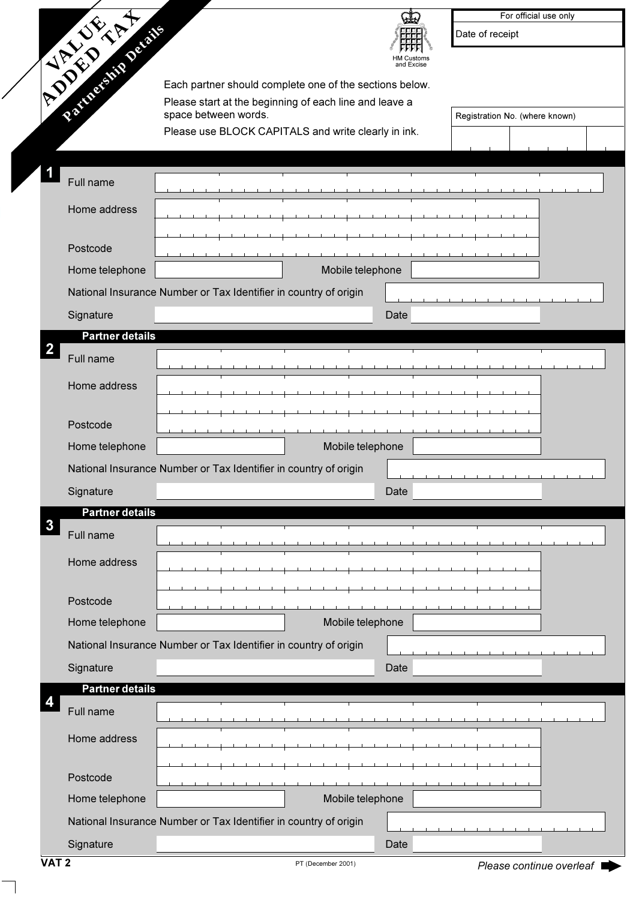# VALUE ADDED TAX

## Partnership Details

HM Customs and Excise

| For official use only |
| --- |
| Date of receipt |

Each partner should complete one of the sections below.

Please start at the beginning of each line and leave a space between words.

Please use BLOCK CAPITALS and write clearly in ink.

Registration No. (where known)

### 1

Full name

Home address

Postcode

Home telephone

Mobile telephone

National Insurance Number or Tax Identifier in country of origin

Signature

Date

### 2 Partner details

Full name

Home address

Postcode

Home telephone

Mobile telephone

National Insurance Number or Tax Identifier in country of origin

Signature

Date

### 3 Partner details

Full name

Home address

Postcode

Home telephone

Mobile telephone

National Insurance Number or Tax Identifier in country of origin

Signature

Date

### 4 Partner details

Full name

Home address

Postcode

Home telephone

Mobile telephone

National Insurance Number or Tax Identifier in country of origin

Signature

Date

**VAT 2**

PT (December 2001)

*Please continue overleaf*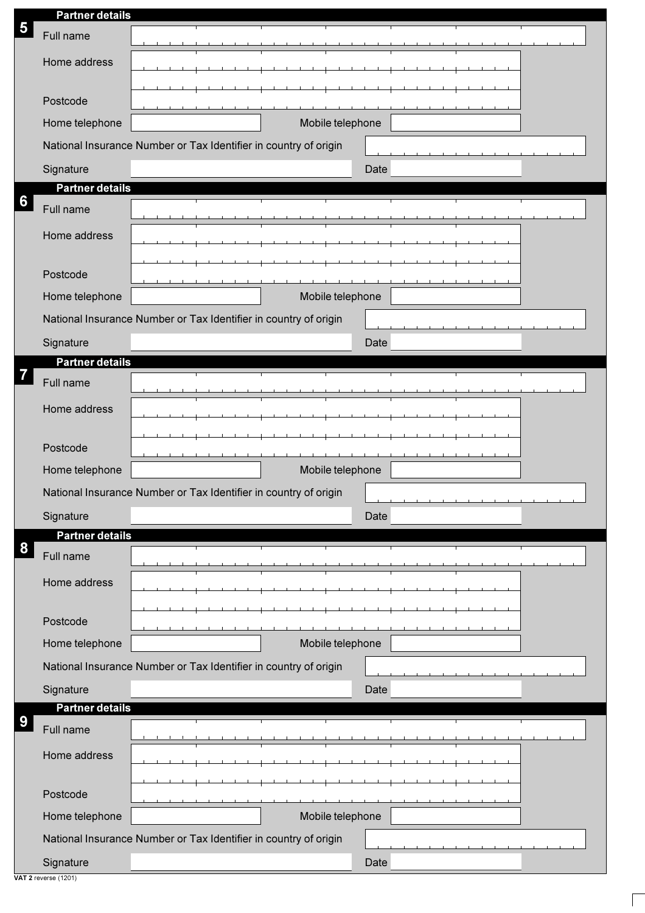## 5 Partner details

Full name

Home address

Postcode

Home telephone

Mobile telephone

National Insurance Number or Tax Identifier in country of origin

Signature

Date

## 6 Partner details

Full name

Home address

Postcode

Home telephone

Mobile telephone

National Insurance Number or Tax Identifier in country of origin

Signature

Date

## 7 Partner details

Full name

Home address

Postcode

Home telephone

Mobile telephone

National Insurance Number or Tax Identifier in country of origin

Signature

Date

## 8 Partner details

Full name

Home address

Postcode

Home telephone

Mobile telephone

National Insurance Number or Tax Identifier in country of origin

Signature

Date

## 9 Partner details

Full name

Home address

Postcode

Home telephone

Mobile telephone

National Insurance Number or Tax Identifier in country of origin

Signature

Date

**VAT 2** reverse (1201)